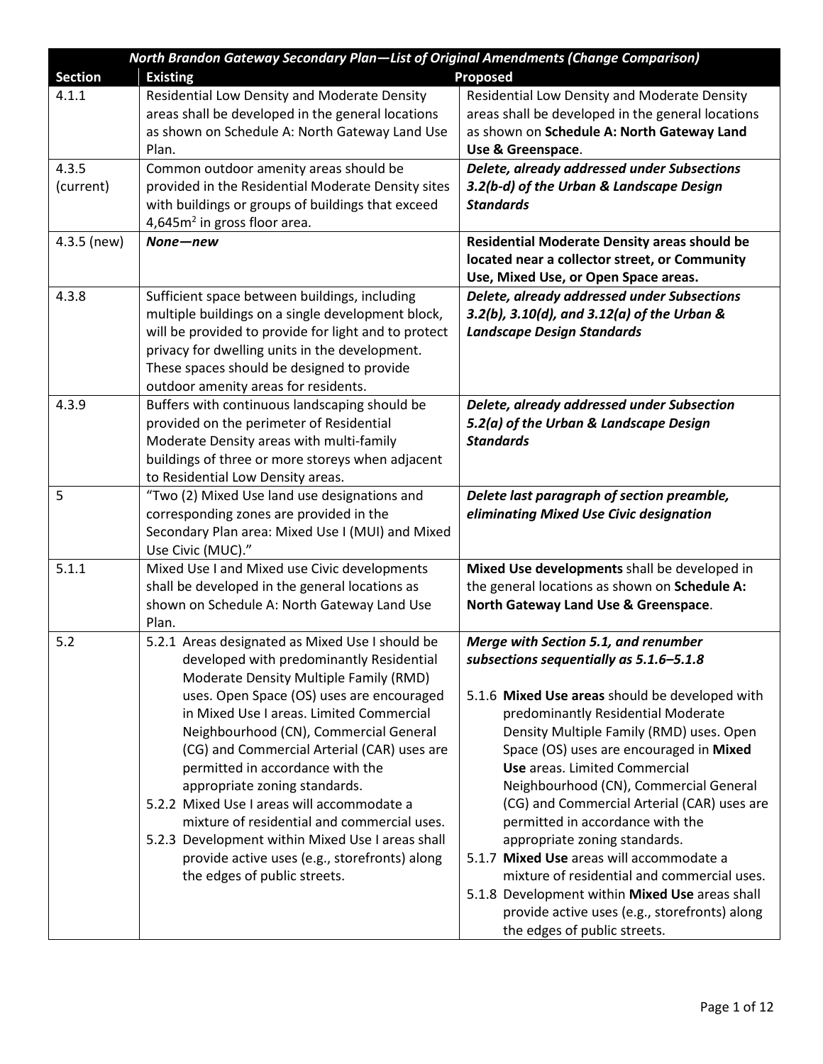| North Brandon Gateway Secondary Plan—List of Original Amendments (Change Comparison) | | |
|---|---|---|
| **Section** | **Existing** | **Proposed** |
| 4.1.1 | Residential Low Density and Moderate Density areas shall be developed in the general locations as shown on Schedule A: North Gateway Land Use Plan. | Residential Low Density and Moderate Density areas shall be developed in the general locations as shown on **Schedule A: North Gateway Land Use & Greenspace**. |
| 4.3.5 (current) | Common outdoor amenity areas should be provided in the Residential Moderate Density sites with buildings or groups of buildings that exceed 4,645m$^2$ in gross floor area. | ***Delete, already addressed under Subsections 3.2(b-d) of the Urban & Landscape Design Standards*** |
| 4.3.5 (new) | ***None—new*** | **Residential Moderate Density areas should be located near a collector street, or Community Use, Mixed Use, or Open Space areas.** |
| 4.3.8 | Sufficient space between buildings, including multiple buildings on a single development block, will be provided to provide for light and to protect privacy for dwelling units in the development. These spaces should be designed to provide outdoor amenity areas for residents. | ***Delete, already addressed under Subsections 3.2(b), 3.10(d), and 3.12(a) of the Urban & Landscape Design Standards*** |
| 4.3.9 | Buffers with continuous landscaping should be provided on the perimeter of Residential Moderate Density areas with multi-family buildings of three or more storeys when adjacent to Residential Low Density areas. | ***Delete, already addressed under Subsection 5.2(a) of the Urban & Landscape Design Standards*** |
| 5 | "Two (2) Mixed Use land use designations and corresponding zones are provided in the Secondary Plan area: Mixed Use I (MUI) and Mixed Use Civic (MUC)." | ***Delete last paragraph of section preamble, eliminating Mixed Use Civic designation*** |
| 5.1.1 | Mixed Use I and Mixed use Civic developments shall be developed in the general locations as shown on Schedule A: North Gateway Land Use Plan. | **Mixed Use developments** shall be developed in the general locations as shown on **Schedule A: North Gateway Land Use & Greenspace**. |
| 5.2 | 5.2.1 Areas designated as Mixed Use I should be developed with predominantly Residential Moderate Density Multiple Family (RMD) uses. Open Space (OS) uses are encouraged in Mixed Use I areas. Limited Commercial Neighbourhood (CN), Commercial General (CG) and Commercial Arterial (CAR) uses are permitted in accordance with the appropriate zoning standards.<br>5.2.2 Mixed Use I areas will accommodate a mixture of residential and commercial uses.<br>5.2.3 Development within Mixed Use I areas shall provide active uses (e.g., storefronts) along the edges of public streets. | ***Merge with Section 5.1, and renumber subsections sequentially as 5.1.6–5.1.8***<br><br>5.1.6 **Mixed Use areas** should be developed with predominantly Residential Moderate Density Multiple Family (RMD) uses. Open Space (OS) uses are encouraged in **Mixed Use** areas. Limited Commercial Neighbourhood (CN), Commercial General (CG) and Commercial Arterial (CAR) uses are permitted in accordance with the appropriate zoning standards.<br>5.1.7 **Mixed Use** areas will accommodate a mixture of residential and commercial uses.<br>5.1.8 Development within **Mixed Use** areas shall provide active uses (e.g., storefronts) along the edges of public streets. |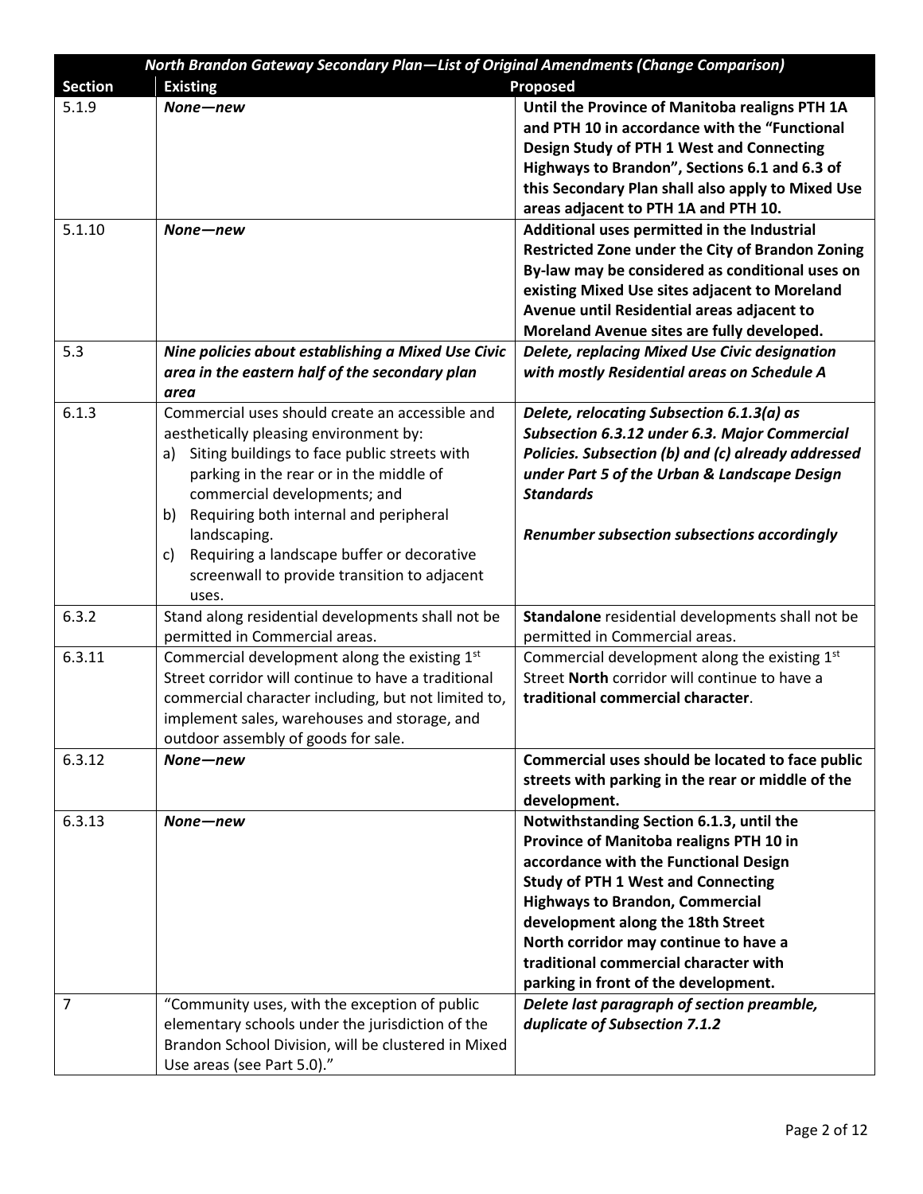| *North Brandon Gateway Secondary Plan—List of Original Amendments (Change Comparison)* | | |
|---|---|---|
| **Section** | **Existing** | **Proposed** |
| 5.1.9 | ***None—new*** | **Until the Province of Manitoba realigns PTH 1A and PTH 10 in accordance with the "Functional Design Study of PTH 1 West and Connecting Highways to Brandon", Sections 6.1 and 6.3 of this Secondary Plan shall also apply to Mixed Use areas adjacent to PTH 1A and PTH 10.** |
| 5.1.10 | ***None—new*** | **Additional uses permitted in the Industrial Restricted Zone under the City of Brandon Zoning By-law may be considered as conditional uses on existing Mixed Use sites adjacent to Moreland Avenue until Residential areas adjacent to Moreland Avenue sites are fully developed.** |
| 5.3 | ***Nine policies about establishing a Mixed Use Civic area in the eastern half of the secondary plan area*** | ***Delete, replacing Mixed Use Civic designation with mostly Residential areas on Schedule A*** |
| 6.1.3 | Commercial uses should create an accessible and aesthetically pleasing environment by:<br>a) Siting buildings to face public streets with parking in the rear or in the middle of commercial developments; and<br>b) Requiring both internal and peripheral landscaping.<br>c) Requiring a landscape buffer or decorative screenwall to provide transition to adjacent uses. | ***Delete, relocating Subsection 6.1.3(a) as Subsection 6.3.12 under 6.3. Major Commercial Policies. Subsection (b) and (c) already addressed under Part 5 of the Urban & Landscape Design Standards***<br><br>***Renumber subsection subsections accordingly*** |
| 6.3.2 | Stand along residential developments shall not be permitted in Commercial areas. | **Standalone** residential developments shall not be permitted in Commercial areas. |
| 6.3.11 | Commercial development along the existing 1st Street corridor will continue to have a traditional commercial character including, but not limited to, implement sales, warehouses and storage, and outdoor assembly of goods for sale. | Commercial development along the existing 1st Street **North** corridor will continue to have a **traditional commercial character**. |
| 6.3.12 | ***None—new*** | **Commercial uses should be located to face public streets with parking in the rear or middle of the development.** |
| 6.3.13 | ***None—new*** | **Notwithstanding Section 6.1.3, until the Province of Manitoba realigns PTH 10 in accordance with the Functional Design Study of PTH 1 West and Connecting Highways to Brandon, Commercial development along the 18th Street North corridor may continue to have a traditional commercial character with parking in front of the development.** |
| 7 | "Community uses, with the exception of public elementary schools under the jurisdiction of the Brandon School Division, will be clustered in Mixed Use areas (see Part 5.0)." | ***Delete last paragraph of section preamble, duplicate of Subsection 7.1.2*** |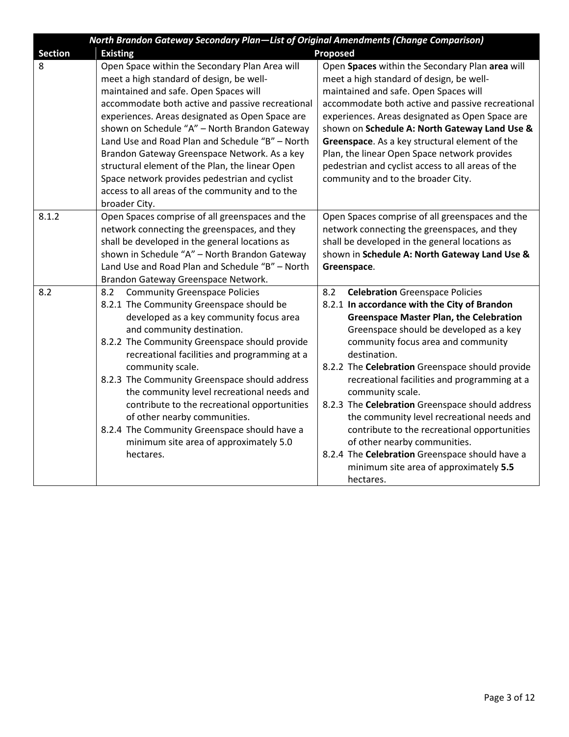| *North Brandon Gateway Secondary Plan—List of Original Amendments (Change Comparison)* | | |
|---|---|---|
| **Section** | **Existing** | **Proposed** |
| 8 | Open Space within the Secondary Plan Area will meet a high standard of design, be well-maintained and safe. Open Spaces will accommodate both active and passive recreational experiences. Areas designated as Open Space are shown on Schedule "A" – North Brandon Gateway Land Use and Road Plan and Schedule "B" – North Brandon Gateway Greenspace Network. As a key structural element of the Plan, the linear Open Space network provides pedestrian and cyclist access to all areas of the community and to the broader City. | Open **Spaces** within the Secondary Plan **area** will meet a high standard of design, be well-maintained and safe. Open Spaces will accommodate both active and passive recreational experiences. Areas designated as Open Space are shown on **Schedule A: North Gateway Land Use & Greenspace**. As a key structural element of the Plan, the linear Open Space network provides pedestrian and cyclist access to all areas of the community and to the broader City. |
| 8.1.2 | Open Spaces comprise of all greenspaces and the network connecting the greenspaces, and they shall be developed in the general locations as shown in Schedule "A" – North Brandon Gateway Land Use and Road Plan and Schedule "B" – North Brandon Gateway Greenspace Network. | Open Spaces comprise of all greenspaces and the network connecting the greenspaces, and they shall be developed in the general locations as shown in **Schedule A: North Gateway Land Use & Greenspace**. |
| 8.2 | 8.2 Community Greenspace Policies<br>8.2.1 The Community Greenspace should be developed as a key community focus area and community destination.<br>8.2.2 The Community Greenspace should provide recreational facilities and programming at a community scale.<br>8.2.3 The Community Greenspace should address the community level recreational needs and contribute to the recreational opportunities of other nearby communities.<br>8.2.4 The Community Greenspace should have a minimum site area of approximately 5.0 hectares. | 8.2 **Celebration** Greenspace Policies<br>8.2.1 **In accordance with the City of Brandon Greenspace Master Plan, the Celebration** Greenspace should be developed as a key community focus area and community destination.<br>8.2.2 The **Celebration** Greenspace should provide recreational facilities and programming at a community scale.<br>8.2.3 The **Celebration** Greenspace should address the community level recreational needs and contribute to the recreational opportunities of other nearby communities.<br>8.2.4 The **Celebration** Greenspace should have a minimum site area of approximately **5.5** hectares. |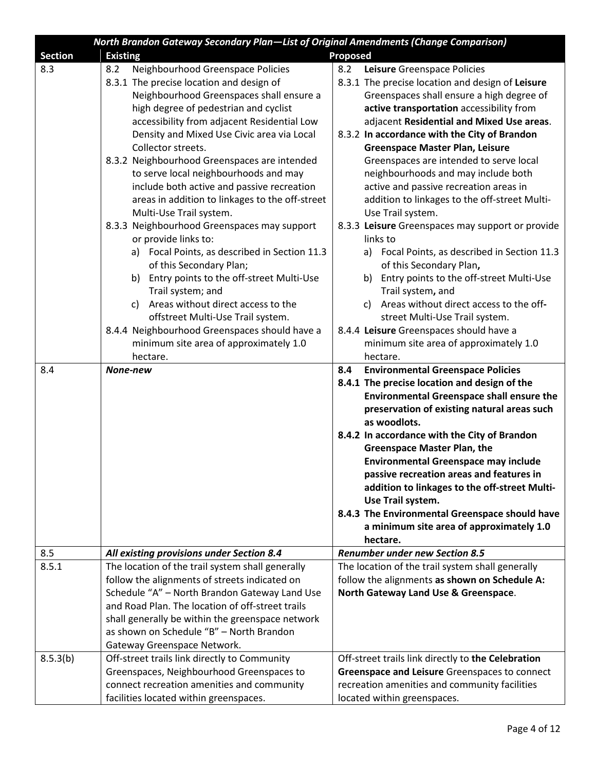| North Brandon Gateway Secondary Plan—List of Original Amendments (Change Comparison) | | |
|---|---|---|
| **Section** | **Existing** | **Proposed** |
| 8.3 | 8.2 Neighbourhood Greenspace Policies<br>8.3.1 The precise location and design of Neighbourhood Greenspaces shall ensure a high degree of pedestrian and cyclist accessibility from adjacent Residential Low Density and Mixed Use Civic area via Local Collector streets.<br>8.3.2 Neighbourhood Greenspaces are intended to serve local neighbourhoods and may include both active and passive recreation areas in addition to linkages to the off-street Multi-Use Trail system.<br>8.3.3 Neighbourhood Greenspaces may support or provide links to:<br>a) Focal Points, as described in Section 11.3 of this Secondary Plan;<br>b) Entry points to the off-street Multi-Use Trail system; and<br>c) Areas without direct access to the offstreet Multi-Use Trail system.<br>8.4.4 Neighbourhood Greenspaces should have a minimum site area of approximately 1.0 hectare. | 8.2 **Leisure** Greenspace Policies<br>8.3.1 The precise location and design of **Leisure** Greenspaces shall ensure a high degree of **active transportation** accessibility from adjacent **Residential and Mixed Use areas**.<br>8.3.2 **In accordance with the City of Brandon Greenspace Master Plan, Leisure** Greenspaces are intended to serve local neighbourhoods and may include both active and passive recreation areas in addition to linkages to the off-street Multi-Use Trail system.<br>8.3.3 **Leisure** Greenspaces may support or provide links to<br>a) Focal Points, as described in Section 11.3 of this Secondary Plan**,**<br>b) Entry points to the off-street Multi-Use Trail system**,** and<br>c) Areas without direct access to the off**-**street Multi-Use Trail system.<br>8.4.4 **Leisure** Greenspaces should have a minimum site area of approximately 1.0 hectare. |
| 8.4 | ***None-new*** | **8.4 Environmental Greenspace Policies**<br>**8.4.1 The precise location and design of the Environmental Greenspace shall ensure the preservation of existing natural areas such as woodlots.**<br>**8.4.2 In accordance with the City of Brandon Greenspace Master Plan, the Environmental Greenspace may include passive recreation areas and features in addition to linkages to the off-street Multi-Use Trail system.**<br>**8.4.3 The Environmental Greenspace should have a minimum site area of approximately 1.0 hectare.** |
| 8.5 | ***All existing provisions under Section 8.4*** | ***Renumber under new Section 8.5*** |
| 8.5.1 | The location of the trail system shall generally follow the alignments of streets indicated on Schedule "A" – North Brandon Gateway Land Use and Road Plan. The location of off-street trails shall generally be within the greenspace network as shown on Schedule "B" – North Brandon Gateway Greenspace Network. | The location of the trail system shall generally follow the alignments **as shown on Schedule A: North Gateway Land Use & Greenspace**. |
| 8.5.3(b) | Off-street trails link directly to Community Greenspaces, Neighbourhood Greenspaces to connect recreation amenities and community facilities located within greenspaces. | Off-street trails link directly to **the Celebration Greenspace and Leisure** Greenspaces to connect recreation amenities and community facilities located within greenspaces. |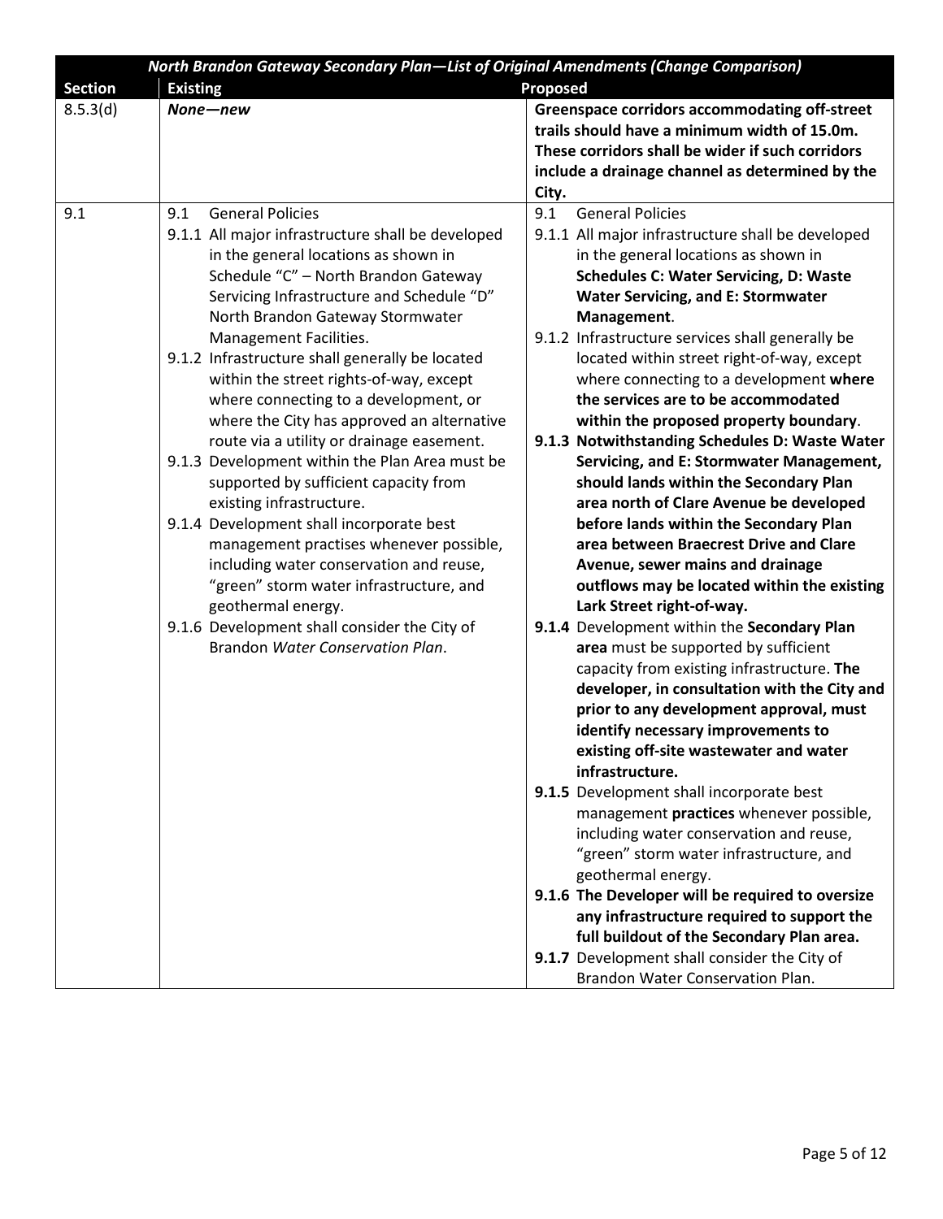| *North Brandon Gateway Secondary Plan—List of Original Amendments (Change Comparison)* | | |
|---|---|---|
| **Section** | **Existing** | **Proposed** |
| 8.5.3(d) | ***None—new*** | **Greenspace corridors accommodating off-street trails should have a minimum width of 15.0m. These corridors shall be wider if such corridors include a drainage channel as determined by the City.** |
| 9.1 | 9.1 General Policies<br>9.1.1 All major infrastructure shall be developed in the general locations as shown in Schedule "C" – North Brandon Gateway Servicing Infrastructure and Schedule "D" North Brandon Gateway Stormwater Management Facilities.<br>9.1.2 Infrastructure shall generally be located within the street rights-of-way, except where connecting to a development, or where the City has approved an alternative route via a utility or drainage easement.<br>9.1.3 Development within the Plan Area must be supported by sufficient capacity from existing infrastructure.<br>9.1.4 Development shall incorporate best management practises whenever possible, including water conservation and reuse, "green" storm water infrastructure, and geothermal energy.<br>9.1.6 Development shall consider the City of Brandon *Water Conservation Plan*. | 9.1 General Policies<br>9.1.1 All major infrastructure shall be developed in the general locations as shown in **Schedules C: Water Servicing, D: Waste Water Servicing, and E: Stormwater Management**.<br>9.1.2 Infrastructure services shall generally be located within street right-of-way, except where connecting to a development **where the services are to be accommodated within the proposed property boundary**.<br>**9.1.3 Notwithstanding Schedules D: Waste Water Servicing, and E: Stormwater Management, should lands within the Secondary Plan area north of Clare Avenue be developed before lands within the Secondary Plan area between Braecrest Drive and Clare Avenue, sewer mains and drainage outflows may be located within the existing Lark Street right-of-way.**<br>**9.1.4** Development within the **Secondary Plan area** must be supported by sufficient capacity from existing infrastructure. **The developer, in consultation with the City and prior to any development approval, must identify necessary improvements to existing off-site wastewater and water infrastructure.**<br>**9.1.5** Development shall incorporate best management **practices** whenever possible, including water conservation and reuse, "green" storm water infrastructure, and geothermal energy.<br>**9.1.6 The Developer will be required to oversize any infrastructure required to support the full buildout of the Secondary Plan area.**<br>**9.1.7** Development shall consider the City of Brandon Water Conservation Plan. |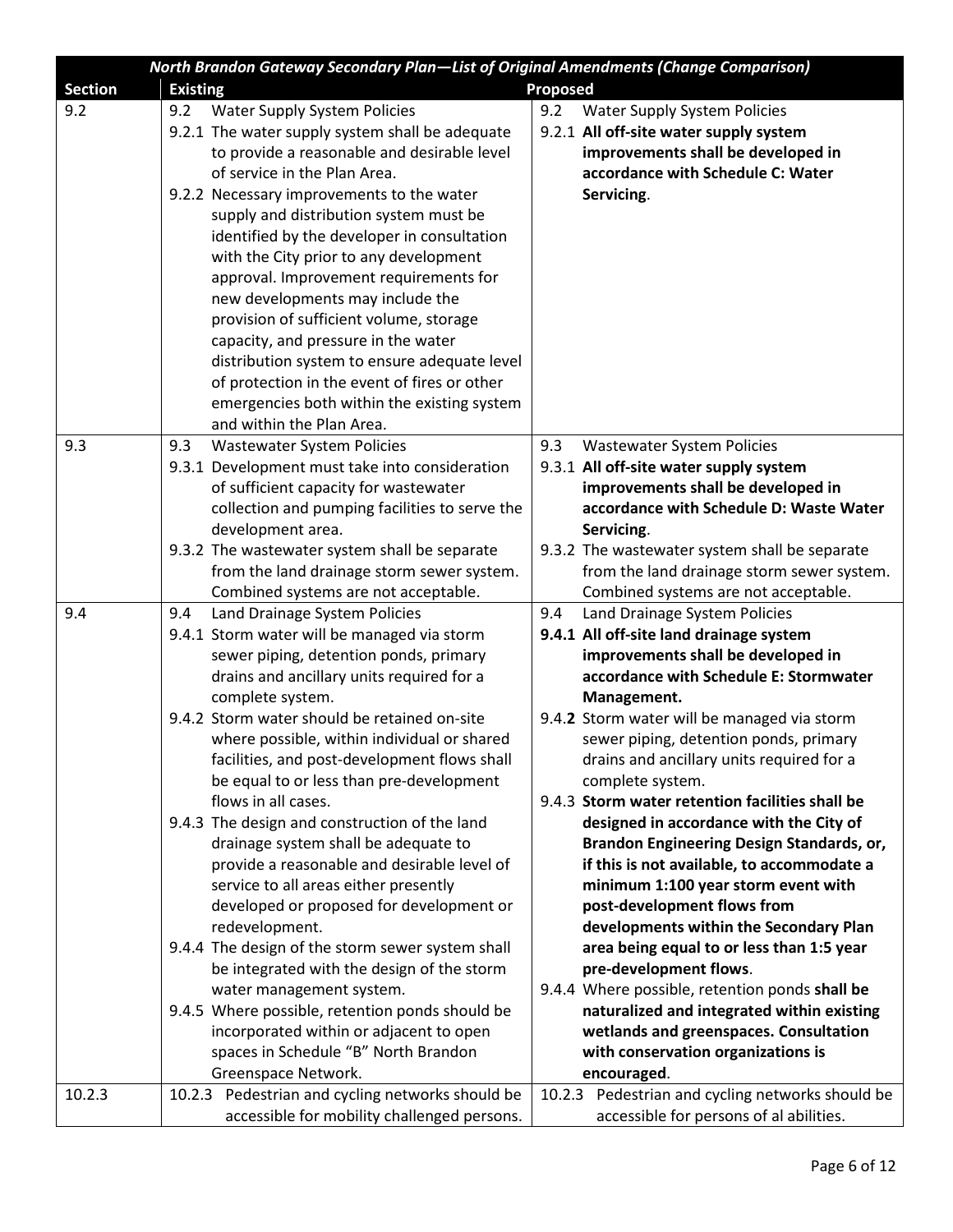| North Brandon Gateway Secondary Plan—List of Original Amendments (Change Comparison) | | |
|---|---|---|
| **Section** | **Existing** | **Proposed** |
| 9.2 | 9.2 Water Supply System Policies<br>9.2.1 The water supply system shall be adequate to provide a reasonable and desirable level of service in the Plan Area.<br>9.2.2 Necessary improvements to the water supply and distribution system must be identified by the developer in consultation with the City prior to any development approval. Improvement requirements for new developments may include the provision of sufficient volume, storage capacity, and pressure in the water distribution system to ensure adequate level of protection in the event of fires or other emergencies both within the existing system and within the Plan Area. | 9.2 Water Supply System Policies<br>9.2.1 **All off-site water supply system improvements shall be developed in accordance with Schedule C: Water Servicing**. |
| 9.3 | 9.3 Wastewater System Policies<br>9.3.1 Development must take into consideration of sufficient capacity for wastewater collection and pumping facilities to serve the development area.<br>9.3.2 The wastewater system shall be separate from the land drainage storm sewer system. Combined systems are not acceptable. | 9.3 Wastewater System Policies<br>9.3.1 **All off-site water supply system improvements shall be developed in accordance with Schedule D: Waste Water Servicing**.<br>9.3.2 The wastewater system shall be separate from the land drainage storm sewer system. Combined systems are not acceptable. |
| 9.4 | 9.4 Land Drainage System Policies<br>9.4.1 Storm water will be managed via storm sewer piping, detention ponds, primary drains and ancillary units required for a complete system.<br>9.4.2 Storm water should be retained on-site where possible, within individual or shared facilities, and post-development flows shall be equal to or less than pre-development flows in all cases.<br>9.4.3 The design and construction of the land drainage system shall be adequate to provide a reasonable and desirable level of service to all areas either presently developed or proposed for development or redevelopment.<br>9.4.4 The design of the storm sewer system shall be integrated with the design of the storm water management system.<br>9.4.5 Where possible, retention ponds should be incorporated within or adjacent to open spaces in Schedule "B" North Brandon Greenspace Network. | 9.4 Land Drainage System Policies<br>**9.4.1 All off-site land drainage system improvements shall be developed in accordance with Schedule E: Stormwater Management.**<br>9.4.**2** Storm water will be managed via storm sewer piping, detention ponds, primary drains and ancillary units required for a complete system.<br>9.4.3 **Storm water retention facilities shall be designed in accordance with the City of Brandon Engineering Design Standards, or, if this is not available, to accommodate a minimum 1:100 year storm event with post-development flows from developments within the Secondary Plan area being equal to or less than 1:5 year pre-development flows**.<br>9.4.4 Where possible, retention ponds **shall be naturalized and integrated within existing wetlands and greenspaces. Consultation with conservation organizations is encouraged**. |
| 10.2.3 | 10.2.3 Pedestrian and cycling networks should be accessible for mobility challenged persons. | 10.2.3 Pedestrian and cycling networks should be accessible for persons of al abilities. |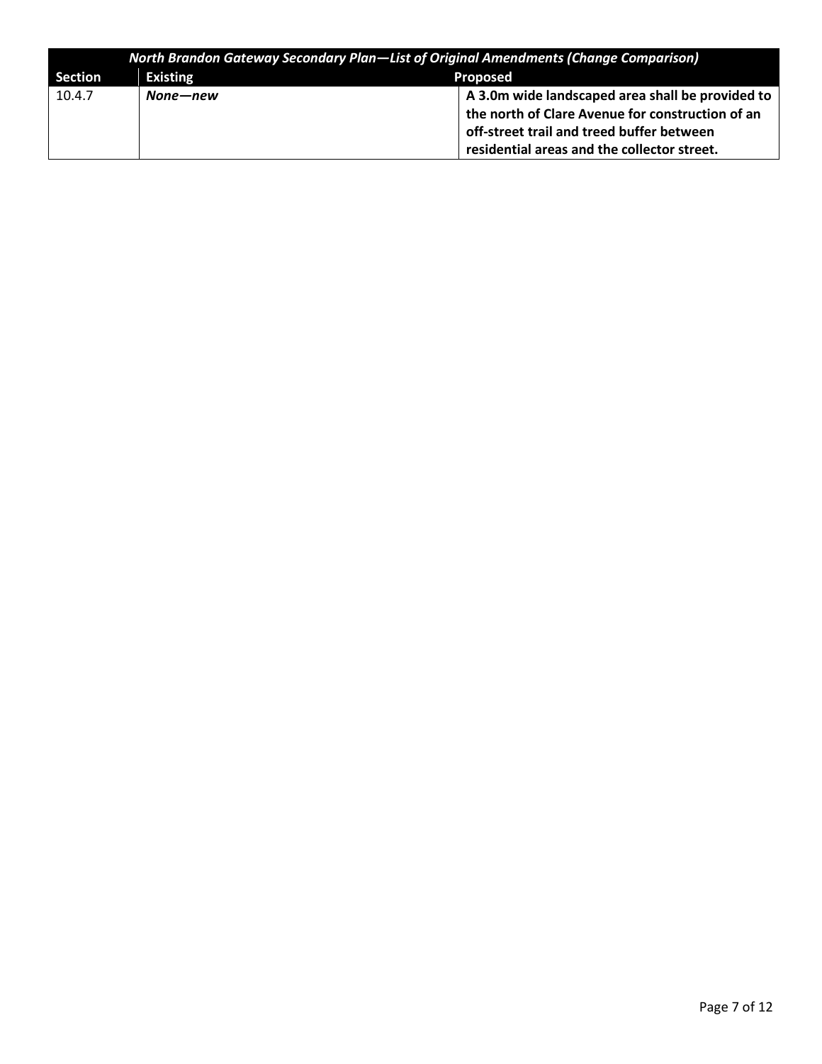| *North Brandon Gateway Secondary Plan—List of Original Amendments (Change Comparison)* | | |
|---|---|---|
| **Section** | **Existing** | **Proposed** |
| 10.4.7 | ***None—new*** | **A 3.0m wide landscaped area shall be provided to the north of Clare Avenue for construction of an off-street trail and treed buffer between residential areas and the collector street.** |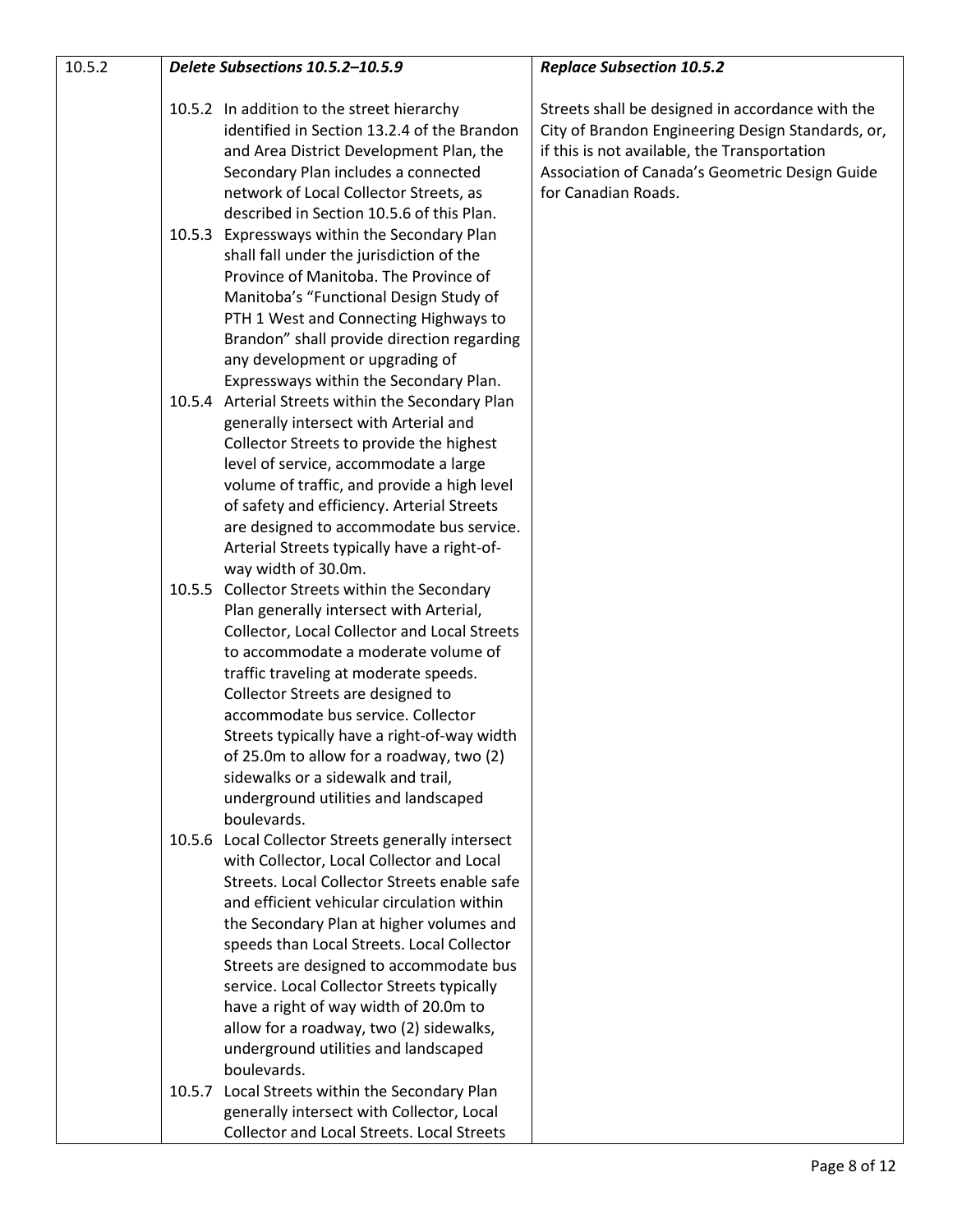| 10.5.2 | ***Delete Subsections 10.5.2–10.5.9*** | ***Replace Subsection 10.5.2*** |
|---|---|---|
| | 10.5.2 In addition to the street hierarchy identified in Section 13.2.4 of the Brandon and Area District Development Plan, the Secondary Plan includes a connected network of Local Collector Streets, as described in Section 10.5.6 of this Plan.<br><br>10.5.3 Expressways within the Secondary Plan shall fall under the jurisdiction of the Province of Manitoba. The Province of Manitoba's "Functional Design Study of PTH 1 West and Connecting Highways to Brandon" shall provide direction regarding any development or upgrading of Expressways within the Secondary Plan.<br><br>10.5.4 Arterial Streets within the Secondary Plan generally intersect with Arterial and Collector Streets to provide the highest level of service, accommodate a large volume of traffic, and provide a high level of safety and efficiency. Arterial Streets are designed to accommodate bus service. Arterial Streets typically have a right-of-way width of 30.0m.<br><br>10.5.5 Collector Streets within the Secondary Plan generally intersect with Arterial, Collector, Local Collector and Local Streets to accommodate a moderate volume of traffic traveling at moderate speeds. Collector Streets are designed to accommodate bus service. Collector Streets typically have a right-of-way width of 25.0m to allow for a roadway, two (2) sidewalks or a sidewalk and trail, underground utilities and landscaped boulevards.<br><br>10.5.6 Local Collector Streets generally intersect with Collector, Local Collector and Local Streets. Local Collector Streets enable safe and efficient vehicular circulation within the Secondary Plan at higher volumes and speeds than Local Streets. Local Collector Streets are designed to accommodate bus service. Local Collector Streets typically have a right of way width of 20.0m to allow for a roadway, two (2) sidewalks, underground utilities and landscaped boulevards.<br><br>10.5.7 Local Streets within the Secondary Plan generally intersect with Collector, Local Collector and Local Streets. Local Streets | Streets shall be designed in accordance with the City of Brandon Engineering Design Standards, or, if this is not available, the Transportation Association of Canada's Geometric Design Guide for Canadian Roads. |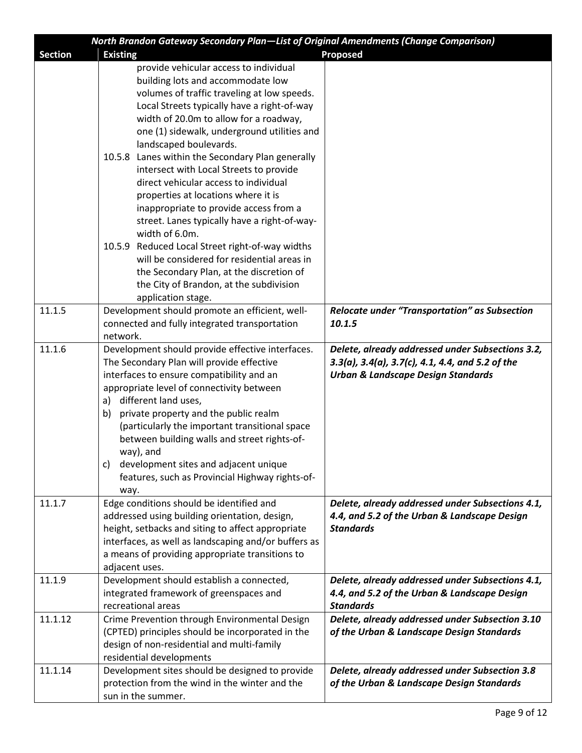| North Brandon Gateway Secondary Plan—List of Original Amendments (Change Comparison) | | |
|---|---|---|
| **Section** | **Existing** | **Proposed** |
| | provide vehicular access to individual building lots and accommodate low volumes of traffic traveling at low speeds. Local Streets typically have a right-of-way width of 20.0m to allow for a roadway, one (1) sidewalk, underground utilities and landscaped boulevards.<br>10.5.8 Lanes within the Secondary Plan generally intersect with Local Streets to provide direct vehicular access to individual properties at locations where it is inappropriate to provide access from a street. Lanes typically have a right-of-way-width of 6.0m.<br>10.5.9 Reduced Local Street right-of-way widths will be considered for residential areas in the Secondary Plan, at the discretion of the City of Brandon, at the subdivision application stage. | |
| 11.1.5 | Development should promote an efficient, well-connected and fully integrated transportation network. | ***Relocate under "Transportation" as Subsection 10.1.5*** |
| 11.1.6 | Development should provide effective interfaces. The Secondary Plan will provide effective interfaces to ensure compatibility and an appropriate level of connectivity between<br>a) different land uses,<br>b) private property and the public realm (particularly the important transitional space between building walls and street rights-of-way), and<br>c) development sites and adjacent unique features, such as Provincial Highway rights-of-way. | ***Delete, already addressed under Subsections 3.2, 3.3(a), 3.4(a), 3.7(c), 4.1, 4.4, and 5.2 of the Urban & Landscape Design Standards*** |
| 11.1.7 | Edge conditions should be identified and addressed using building orientation, design, height, setbacks and siting to affect appropriate interfaces, as well as landscaping and/or buffers as a means of providing appropriate transitions to adjacent uses. | ***Delete, already addressed under Subsections 4.1, 4.4, and 5.2 of the Urban & Landscape Design Standards*** |
| 11.1.9 | Development should establish a connected, integrated framework of greenspaces and recreational areas | ***Delete, already addressed under Subsections 4.1, 4.4, and 5.2 of the Urban & Landscape Design Standards*** |
| 11.1.12 | Crime Prevention through Environmental Design (CPTED) principles should be incorporated in the design of non-residential and multi-family residential developments | ***Delete, already addressed under Subsection 3.10 of the Urban & Landscape Design Standards*** |
| 11.1.14 | Development sites should be designed to provide protection from the wind in the winter and the sun in the summer. | ***Delete, already addressed under Subsection 3.8 of the Urban & Landscape Design Standards*** |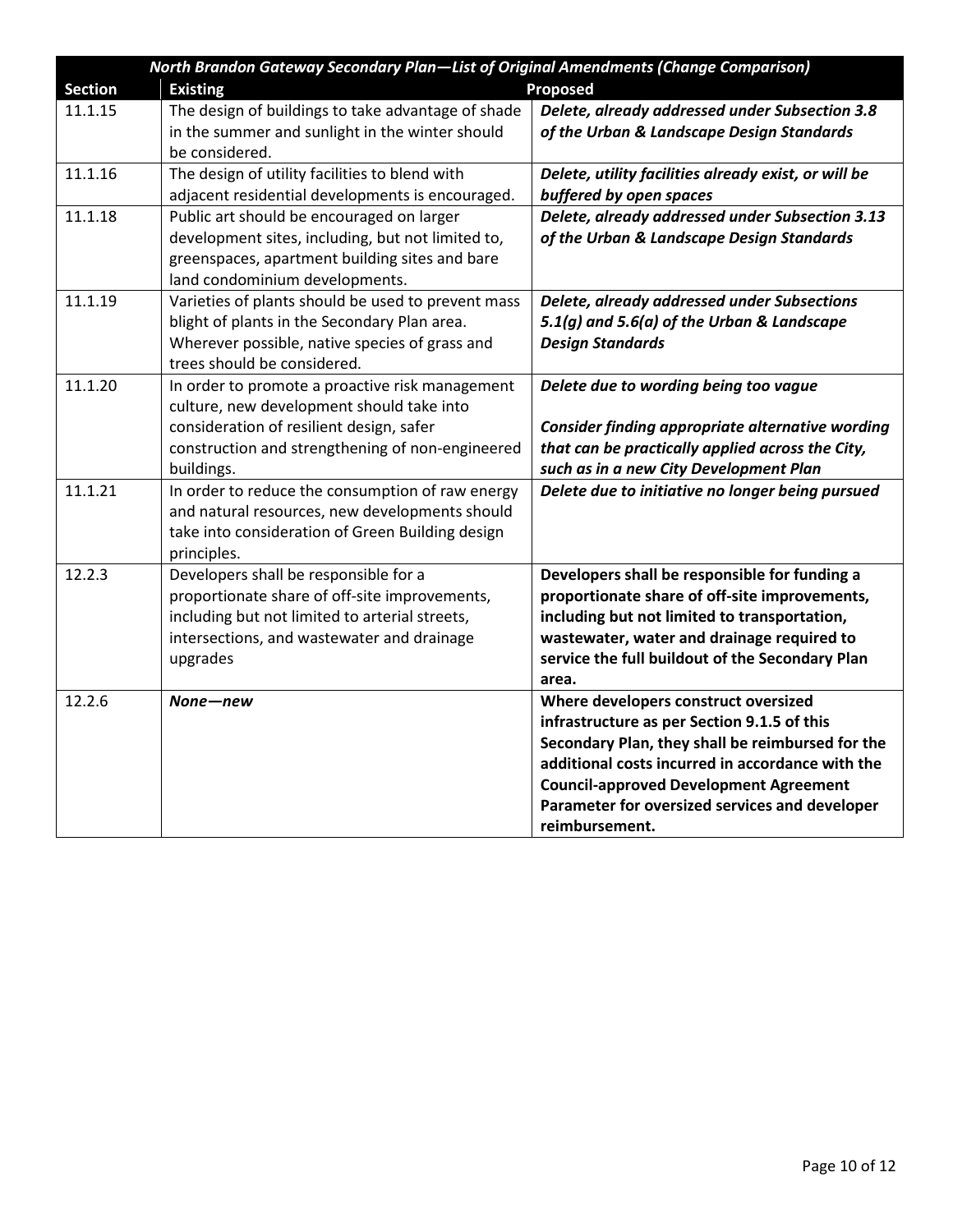| *North Brandon Gateway Secondary Plan—List of Original Amendments (Change Comparison)* | | |
|---|---|---|
| **Section** | **Existing** | **Proposed** |
| 11.1.15 | The design of buildings to take advantage of shade in the summer and sunlight in the winter should be considered. | ***Delete, already addressed under Subsection 3.8 of the Urban & Landscape Design Standards*** |
| 11.1.16 | The design of utility facilities to blend with adjacent residential developments is encouraged. | ***Delete, utility facilities already exist, or will be buffered by open spaces*** |
| 11.1.18 | Public art should be encouraged on larger development sites, including, but not limited to, greenspaces, apartment building sites and bare land condominium developments. | ***Delete, already addressed under Subsection 3.13 of the Urban & Landscape Design Standards*** |
| 11.1.19 | Varieties of plants should be used to prevent mass blight of plants in the Secondary Plan area. Wherever possible, native species of grass and trees should be considered. | ***Delete, already addressed under Subsections 5.1(g) and 5.6(a) of the Urban & Landscape Design Standards*** |
| 11.1.20 | In order to promote a proactive risk management culture, new development should take into consideration of resilient design, safer construction and strengthening of non-engineered buildings. | ***Delete due to wording being too vague*** <br><br> ***Consider finding appropriate alternative wording that can be practically applied across the City, such as in a new City Development Plan*** |
| 11.1.21 | In order to reduce the consumption of raw energy and natural resources, new developments should take into consideration of Green Building design principles. | ***Delete due to initiative no longer being pursued*** |
| 12.2.3 | Developers shall be responsible for a proportionate share of off-site improvements, including but not limited to arterial streets, intersections, and wastewater and drainage upgrades | **Developers shall be responsible for funding a proportionate share of off-site improvements, including but not limited to transportation, wastewater, water and drainage required to service the full buildout of the Secondary Plan area.** |
| 12.2.6 | ***None—new*** | **Where developers construct oversized infrastructure as per Section 9.1.5 of this Secondary Plan, they shall be reimbursed for the additional costs incurred in accordance with the Council-approved Development Agreement Parameter for oversized services and developer reimbursement.** |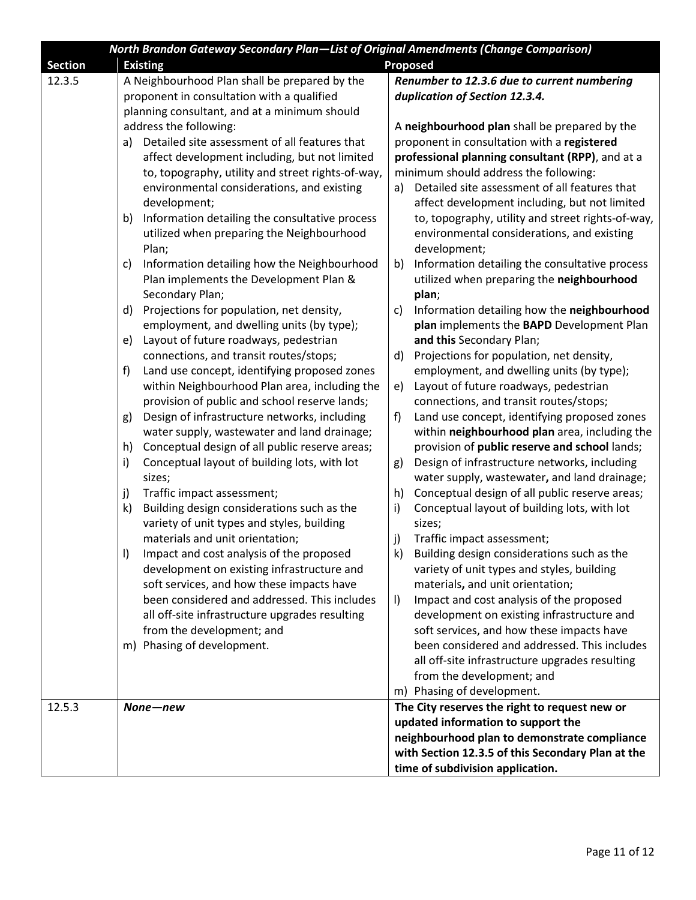| *North Brandon Gateway Secondary Plan—List of Original Amendments (Change Comparison)* | | |
|---|---|---|
| **Section** | **Existing** | **Proposed** |
| 12.3.5 | A Neighbourhood Plan shall be prepared by the proponent in consultation with a qualified planning consultant, and at a minimum should address the following:<br>a) Detailed site assessment of all features that affect development including, but not limited to, topography, utility and street rights-of-way, environmental considerations, and existing development;<br>b) Information detailing the consultative process utilized when preparing the Neighbourhood Plan;<br>c) Information detailing how the Neighbourhood Plan implements the Development Plan & Secondary Plan;<br>d) Projections for population, net density, employment, and dwelling units (by type);<br>e) Layout of future roadways, pedestrian connections, and transit routes/stops;<br>f) Land use concept, identifying proposed zones within Neighbourhood Plan area, including the provision of public and school reserve lands;<br>g) Design of infrastructure networks, including water supply, wastewater and land drainage;<br>h) Conceptual design of all public reserve areas;<br>i) Conceptual layout of building lots, with lot sizes;<br>j) Traffic impact assessment;<br>k) Building design considerations such as the variety of unit types and styles, building materials and unit orientation;<br>l) Impact and cost analysis of the proposed development on existing infrastructure and soft services, and how these impacts have been considered and addressed. This includes all off-site infrastructure upgrades resulting from the development; and<br>m) Phasing of development. | ***Renumber to 12.3.6 due to current numbering duplication of Section 12.3.4.***<br><br>A **neighbourhood plan** shall be prepared by the proponent in consultation with a **registered professional planning consultant (RPP)**, and at a minimum should address the following:<br>a) Detailed site assessment of all features that affect development including, but not limited to, topography, utility and street rights-of-way, environmental considerations, and existing development;<br>b) Information detailing the consultative process utilized when preparing the **neighbourhood plan**;<br>c) Information detailing how the **neighbourhood plan** implements the **BAPD** Development Plan **and this** Secondary Plan;<br>d) Projections for population, net density, employment, and dwelling units (by type);<br>e) Layout of future roadways, pedestrian connections, and transit routes/stops;<br>f) Land use concept, identifying proposed zones within **neighbourhood plan** area, including the provision of **public reserve and school** lands;<br>g) Design of infrastructure networks, including water supply, wastewater**,** and land drainage;<br>h) Conceptual design of all public reserve areas;<br>i) Conceptual layout of building lots, with lot sizes;<br>j) Traffic impact assessment;<br>k) Building design considerations such as the variety of unit types and styles, building materials**,** and unit orientation;<br>l) Impact and cost analysis of the proposed development on existing infrastructure and soft services, and how these impacts have been considered and addressed. This includes all off-site infrastructure upgrades resulting from the development; and<br>m) Phasing of development. |
| 12.5.3 | ***None—new*** | **The City reserves the right to request new or updated information to support the neighbourhood plan to demonstrate compliance with Section 12.3.5 of this Secondary Plan at the time of subdivision application.** |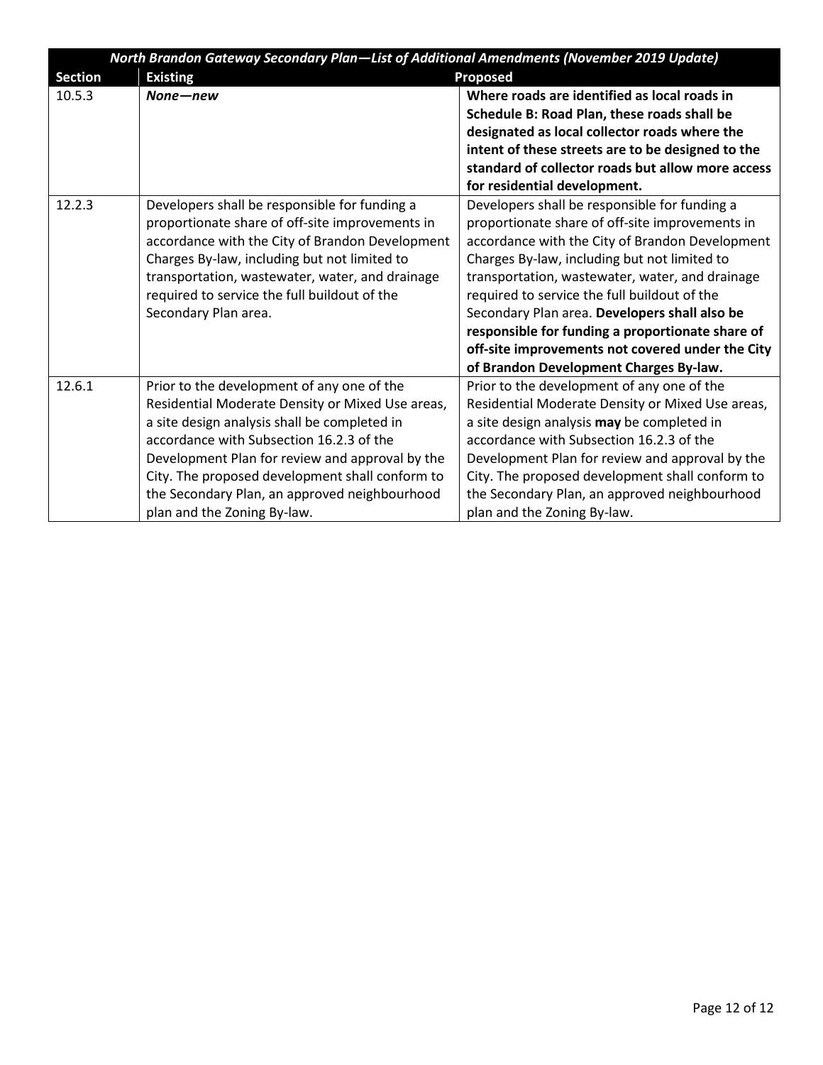| *North Brandon Gateway Secondary Plan—List of Additional Amendments (November 2019 Update)* | | |
|---|---|---|
| **Section** | **Existing** | **Proposed** |
| 10.5.3 | ***None—new*** | **Where roads are identified as local roads in Schedule B: Road Plan, these roads shall be designated as local collector roads where the intent of these streets are to be designed to the standard of collector roads but allow more access for residential development.** |
| 12.2.3 | Developers shall be responsible for funding a proportionate share of off-site improvements in accordance with the City of Brandon Development Charges By-law, including but not limited to transportation, wastewater, water, and drainage required to service the full buildout of the Secondary Plan area. | Developers shall be responsible for funding a proportionate share of off-site improvements in accordance with the City of Brandon Development Charges By-law, including but not limited to transportation, wastewater, water, and drainage required to service the full buildout of the Secondary Plan area. **Developers shall also be responsible for funding a proportionate share of off-site improvements not covered under the City of Brandon Development Charges By-law.** |
| 12.6.1 | Prior to the development of any one of the Residential Moderate Density or Mixed Use areas, a site design analysis shall be completed in accordance with Subsection 16.2.3 of the Development Plan for review and approval by the City. The proposed development shall conform to the Secondary Plan, an approved neighbourhood plan and the Zoning By-law. | Prior to the development of any one of the Residential Moderate Density or Mixed Use areas, a site design analysis **may** be completed in accordance with Subsection 16.2.3 of the Development Plan for review and approval by the City. The proposed development shall conform to the Secondary Plan, an approved neighbourhood plan and the Zoning By-law. |